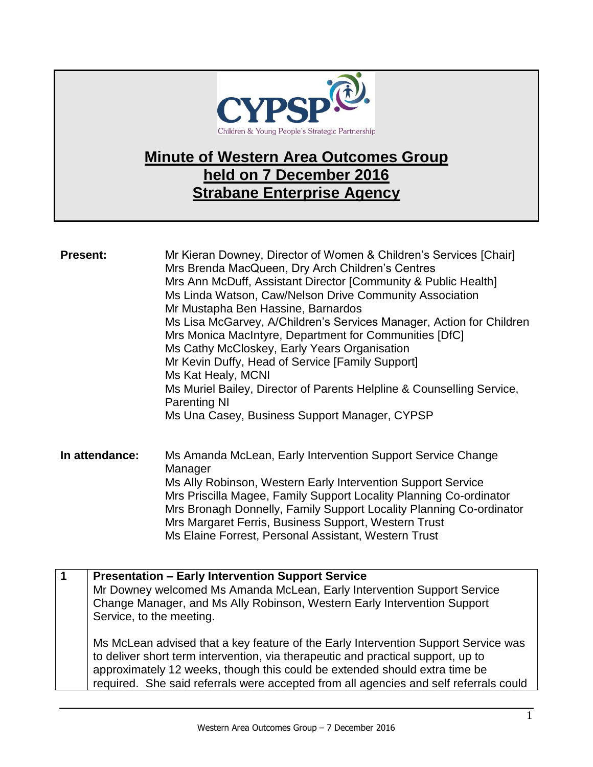CYPSP

Children & Young People's Strategic Partnership

# Minute of Western Area Outcomes Group held on 7 December 2016 Strabane Enterprise Agency

**Present:**

Mr Kieran Downey, Director of Women & Children's Services [Chair]
Mrs Brenda MacQueen, Dry Arch Children's Centres
Mrs Ann McDuff, Assistant Director [Community & Public Health]
Ms Linda Watson, Caw/Nelson Drive Community Association
Mr Mustapha Ben Hassine, Barnardos
Ms Lisa McGarvey, A/Children's Services Manager, Action for Children
Mrs Monica MacIntyre, Department for Communities [DfC]
Ms Cathy McCloskey, Early Years Organisation
Mr Kevin Duffy, Head of Service [Family Support]
Ms Kat Healy, MCNI
Ms Muriel Bailey, Director of Parents Helpline & Counselling Service, Parenting NI
Ms Una Casey, Business Support Manager, CYPSP

**In attendance:**

Ms Amanda McLean, Early Intervention Support Service Change Manager
Ms Ally Robinson, Western Early Intervention Support Service
Mrs Priscilla Magee, Family Support Locality Planning Co-ordinator
Mrs Bronagh Donnelly, Family Support Locality Planning Co-ordinator
Mrs Margaret Ferris, Business Support, Western Trust
Ms Elaine Forrest, Personal Assistant, Western Trust

| | |
|---|---|
| **1** | **Presentation – Early Intervention Support Service**<br>Mr Downey welcomed Ms Amanda McLean, Early Intervention Support Service Change Manager, and Ms Ally Robinson, Western Early Intervention Support Service, to the meeting.<br><br>Ms McLean advised that a key feature of the Early Intervention Support Service was to deliver short term intervention, via therapeutic and practical support, up to approximately 12 weeks, though this could be extended should extra time be required. She said referrals were accepted from all agencies and self referrals could |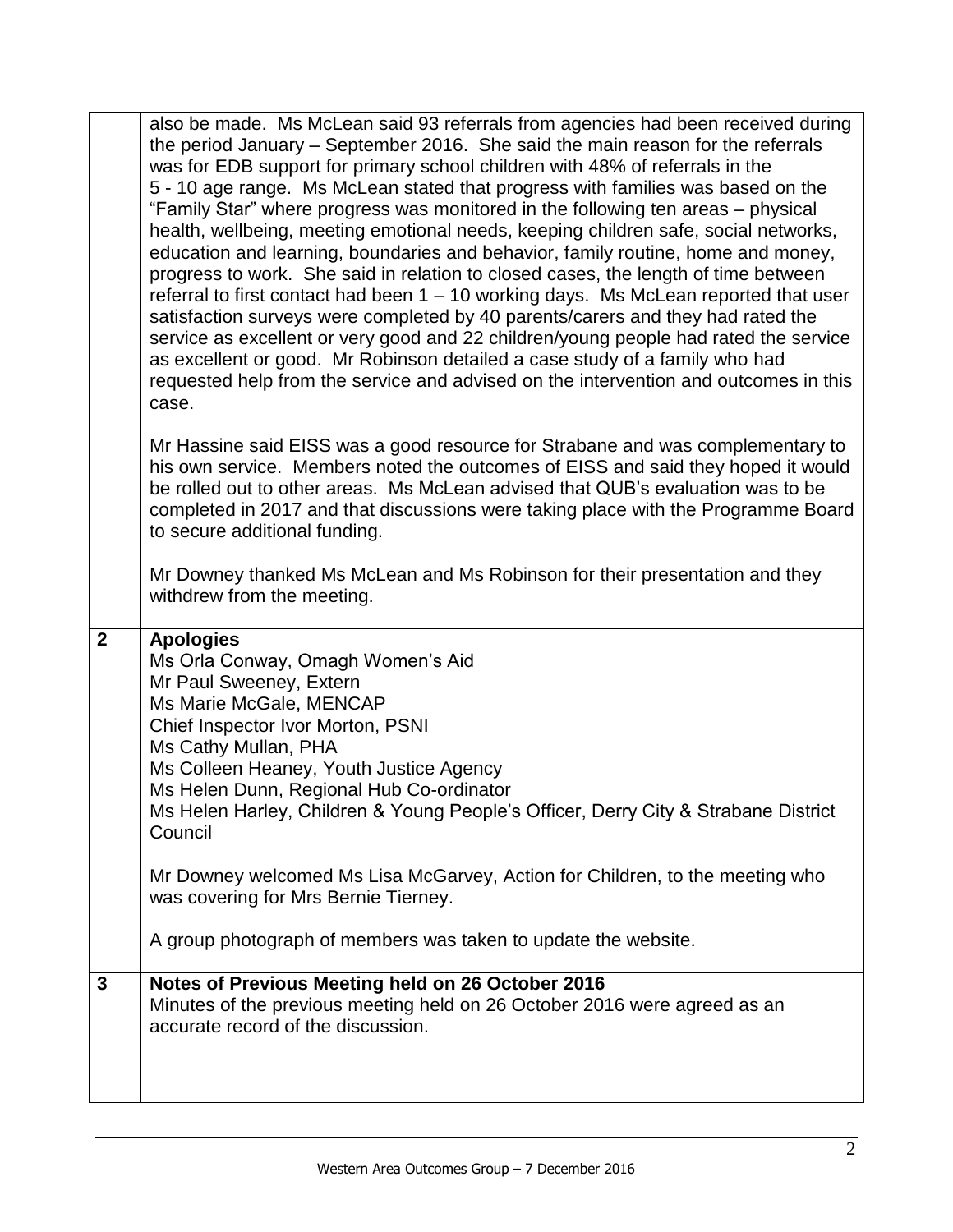| | |
|---|---|
| | also be made. Ms McLean said 93 referrals from agencies had been received during the period January – September 2016. She said the main reason for the referrals was for EDB support for primary school children with 48% of referrals in the 5 - 10 age range. Ms McLean stated that progress with families was based on the "Family Star" where progress was monitored in the following ten areas – physical health, wellbeing, meeting emotional needs, keeping children safe, social networks, education and learning, boundaries and behavior, family routine, home and money, progress to work. She said in relation to closed cases, the length of time between referral to first contact had been 1 – 10 working days. Ms McLean reported that user satisfaction surveys were completed by 40 parents/carers and they had rated the service as excellent or very good and 22 children/young people had rated the service as excellent or good. Mr Robinson detailed a case study of a family who had requested help from the service and advised on the intervention and outcomes in this case.<br><br>Mr Hassine said EISS was a good resource for Strabane and was complementary to his own service. Members noted the outcomes of EISS and said they hoped it would be rolled out to other areas. Ms McLean advised that QUB's evaluation was to be completed in 2017 and that discussions were taking place with the Programme Board to secure additional funding.<br><br>Mr Downey thanked Ms McLean and Ms Robinson for their presentation and they withdrew from the meeting. |
| **2** | **Apologies**<br>Ms Orla Conway, Omagh Women's Aid<br>Mr Paul Sweeney, Extern<br>Ms Marie McGale, MENCAP<br>Chief Inspector Ivor Morton, PSNI<br>Ms Cathy Mullan, PHA<br>Ms Colleen Heaney, Youth Justice Agency<br>Ms Helen Dunn, Regional Hub Co-ordinator<br>Ms Helen Harley, Children & Young People's Officer, Derry City & Strabane District Council<br><br>Mr Downey welcomed Ms Lisa McGarvey, Action for Children, to the meeting who was covering for Mrs Bernie Tierney.<br><br>A group photograph of members was taken to update the website. |
| **3** | **Notes of Previous Meeting held on 26 October 2016**<br>Minutes of the previous meeting held on 26 October 2016 were agreed as an accurate record of the discussion. |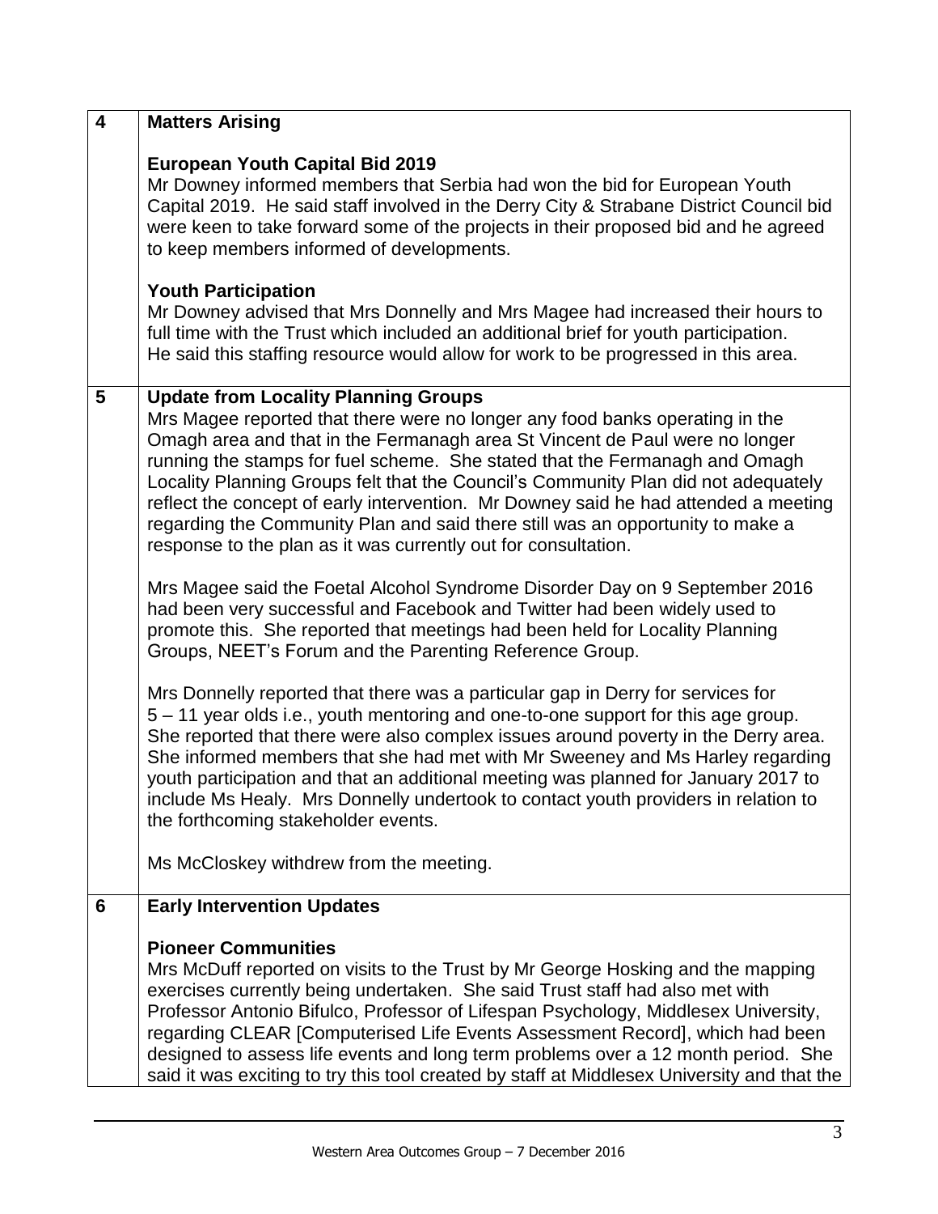| 4 | **Matters Arising**<br><br>**European Youth Capital Bid 2019**<br>Mr Downey informed members that Serbia had won the bid for European Youth Capital 2019. He said staff involved in the Derry City & Strabane District Council bid were keen to take forward some of the projects in their proposed bid and he agreed to keep members informed of developments.<br><br>**Youth Participation**<br>Mr Downey advised that Mrs Donnelly and Mrs Magee had increased their hours to full time with the Trust which included an additional brief for youth participation. He said this staffing resource would allow for work to be progressed in this area. |
|---|---|
| 5 | **Update from Locality Planning Groups**<br>Mrs Magee reported that there were no longer any food banks operating in the Omagh area and that in the Fermanagh area St Vincent de Paul were no longer running the stamps for fuel scheme. She stated that the Fermanagh and Omagh Locality Planning Groups felt that the Council's Community Plan did not adequately reflect the concept of early intervention. Mr Downey said he had attended a meeting regarding the Community Plan and said there still was an opportunity to make a response to the plan as it was currently out for consultation.<br><br>Mrs Magee said the Foetal Alcohol Syndrome Disorder Day on 9 September 2016 had been very successful and Facebook and Twitter had been widely used to promote this. She reported that meetings had been held for Locality Planning Groups, NEET's Forum and the Parenting Reference Group.<br><br>Mrs Donnelly reported that there was a particular gap in Derry for services for 5 – 11 year olds i.e., youth mentoring and one-to-one support for this age group. She reported that there were also complex issues around poverty in the Derry area. She informed members that she had met with Mr Sweeney and Ms Harley regarding youth participation and that an additional meeting was planned for January 2017 to include Ms Healy. Mrs Donnelly undertook to contact youth providers in relation to the forthcoming stakeholder events.<br><br>Ms McCloskey withdrew from the meeting. |
| 6 | **Early Intervention Updates**<br><br>**Pioneer Communities**<br>Mrs McDuff reported on visits to the Trust by Mr George Hosking and the mapping exercises currently being undertaken. She said Trust staff had also met with Professor Antonio Bifulco, Professor of Lifespan Psychology, Middlesex University, regarding CLEAR [Computerised Life Events Assessment Record], which had been designed to assess life events and long term problems over a 12 month period. She said it was exciting to try this tool created by staff at Middlesex University and that the |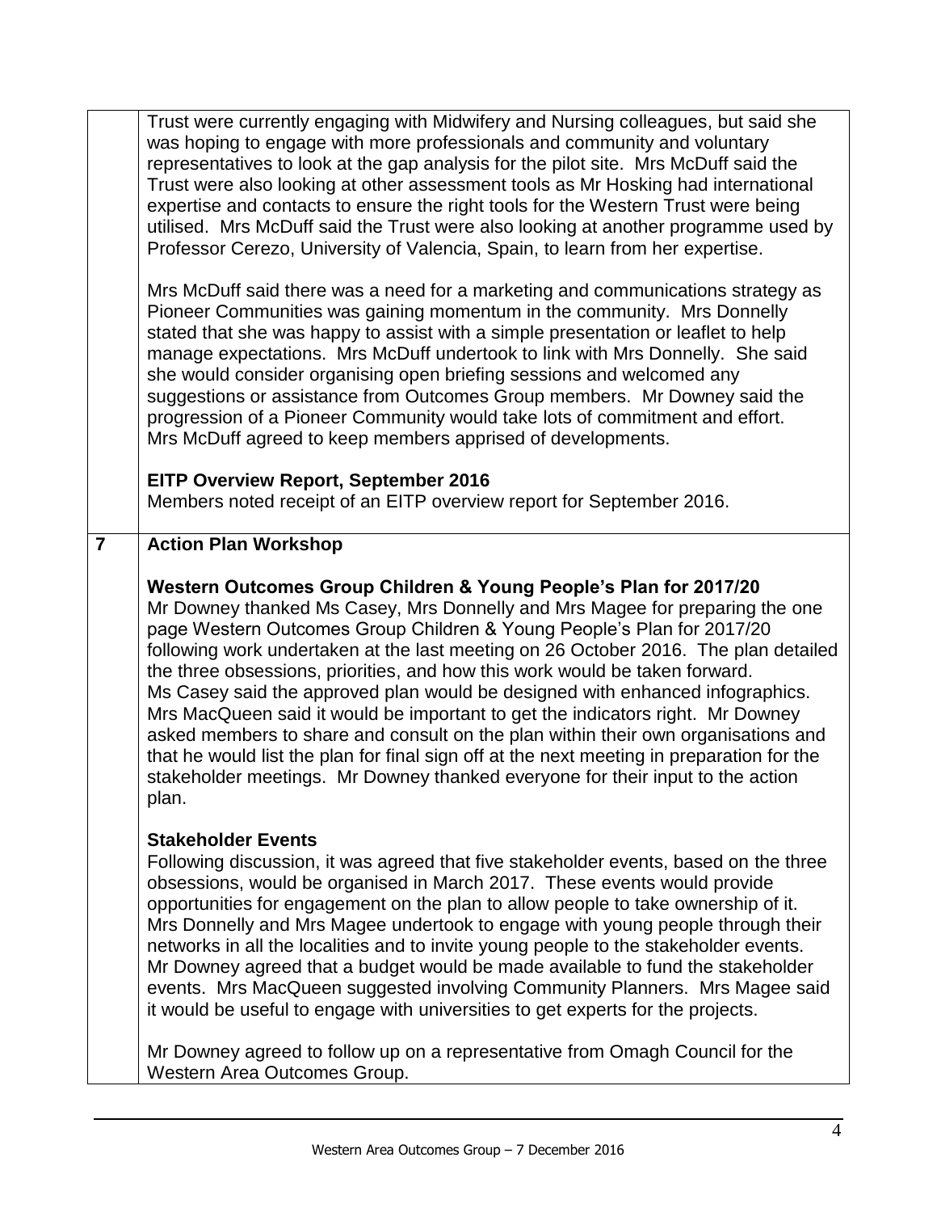| | |
|---|---|
| | Trust were currently engaging with Midwifery and Nursing colleagues, but said she was hoping to engage with more professionals and community and voluntary representatives to look at the gap analysis for the pilot site. Mrs McDuff said the Trust were also looking at other assessment tools as Mr Hosking had international expertise and contacts to ensure the right tools for the Western Trust were being utilised. Mrs McDuff said the Trust were also looking at another programme used by Professor Cerezo, University of Valencia, Spain, to learn from her expertise.<br><br>Mrs McDuff said there was a need for a marketing and communications strategy as Pioneer Communities was gaining momentum in the community. Mrs Donnelly stated that she was happy to assist with a simple presentation or leaflet to help manage expectations. Mrs McDuff undertook to link with Mrs Donnelly. She said she would consider organising open briefing sessions and welcomed any suggestions or assistance from Outcomes Group members. Mr Downey said the progression of a Pioneer Community would take lots of commitment and effort. Mrs McDuff agreed to keep members apprised of developments.<br><br>**EITP Overview Report, September 2016**<br>Members noted receipt of an EITP overview report for September 2016. |
| **7** | **Action Plan Workshop**<br><br>**Western Outcomes Group Children & Young People's Plan for 2017/20**<br>Mr Downey thanked Ms Casey, Mrs Donnelly and Mrs Magee for preparing the one page Western Outcomes Group Children & Young People's Plan for 2017/20 following work undertaken at the last meeting on 26 October 2016. The plan detailed the three obsessions, priorities, and how this work would be taken forward. Ms Casey said the approved plan would be designed with enhanced infographics. Mrs MacQueen said it would be important to get the indicators right. Mr Downey asked members to share and consult on the plan within their own organisations and that he would list the plan for final sign off at the next meeting in preparation for the stakeholder meetings. Mr Downey thanked everyone for their input to the action plan.<br><br>**Stakeholder Events**<br>Following discussion, it was agreed that five stakeholder events, based on the three obsessions, would be organised in March 2017. These events would provide opportunities for engagement on the plan to allow people to take ownership of it. Mrs Donnelly and Mrs Magee undertook to engage with young people through their networks in all the localities and to invite young people to the stakeholder events. Mr Downey agreed that a budget would be made available to fund the stakeholder events. Mrs MacQueen suggested involving Community Planners. Mrs Magee said it would be useful to engage with universities to get experts for the projects.<br><br>Mr Downey agreed to follow up on a representative from Omagh Council for the Western Area Outcomes Group. |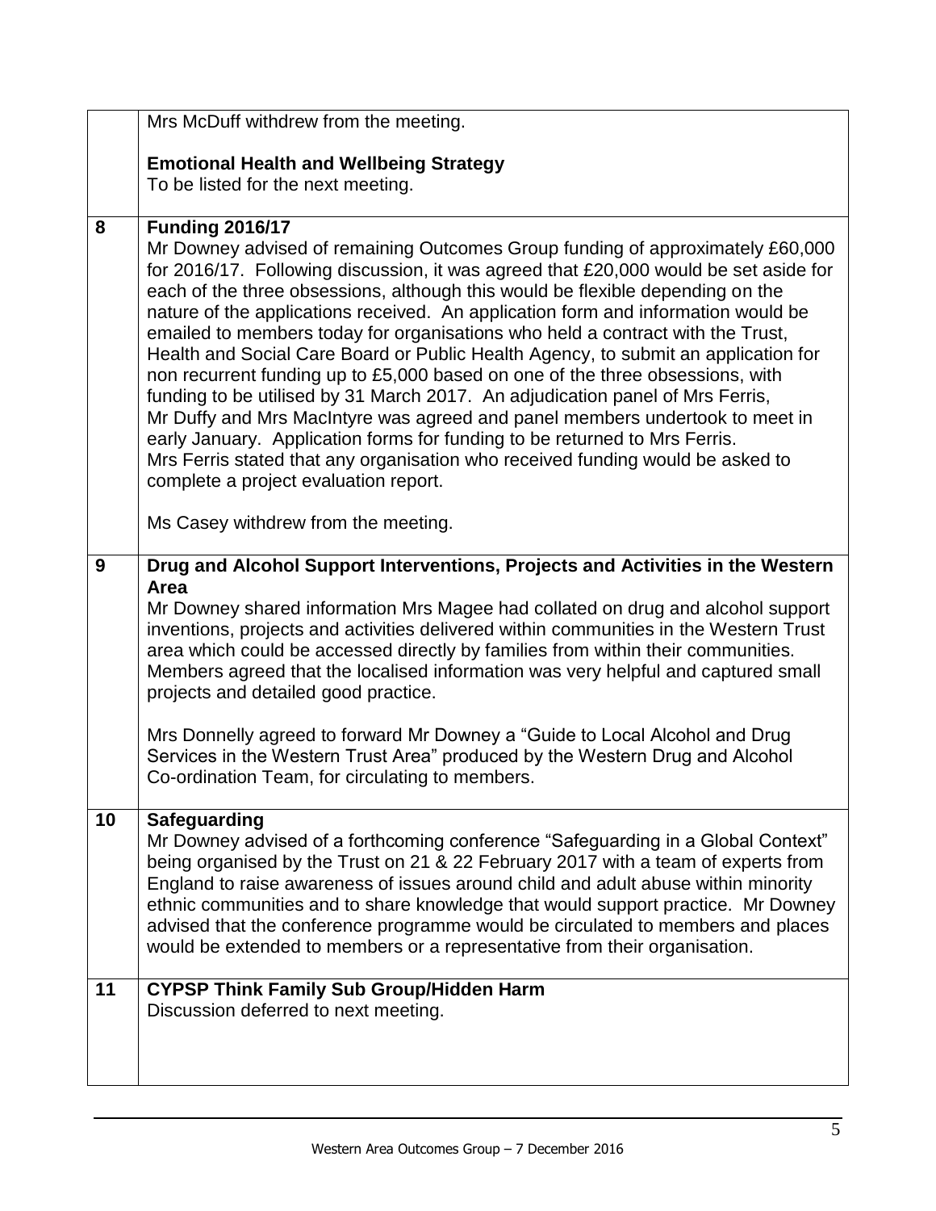| | |
|---|---|
| | Mrs McDuff withdrew from the meeting.<br><br>**Emotional Health and Wellbeing Strategy**<br>To be listed for the next meeting. |
| **8** | **Funding 2016/17**<br>Mr Downey advised of remaining Outcomes Group funding of approximately £60,000 for 2016/17. Following discussion, it was agreed that £20,000 would be set aside for each of the three obsessions, although this would be flexible depending on the nature of the applications received. An application form and information would be emailed to members today for organisations who held a contract with the Trust, Health and Social Care Board or Public Health Agency, to submit an application for non recurrent funding up to £5,000 based on one of the three obsessions, with funding to be utilised by 31 March 2017. An adjudication panel of Mrs Ferris, Mr Duffy and Mrs MacIntyre was agreed and panel members undertook to meet in early January. Application forms for funding to be returned to Mrs Ferris. Mrs Ferris stated that any organisation who received funding would be asked to complete a project evaluation report.<br><br>Ms Casey withdrew from the meeting. |
| **9** | **Drug and Alcohol Support Interventions, Projects and Activities in the Western Area**<br>Mr Downey shared information Mrs Magee had collated on drug and alcohol support inventions, projects and activities delivered within communities in the Western Trust area which could be accessed directly by families from within their communities. Members agreed that the localised information was very helpful and captured small projects and detailed good practice.<br><br>Mrs Donnelly agreed to forward Mr Downey a "Guide to Local Alcohol and Drug Services in the Western Trust Area" produced by the Western Drug and Alcohol Co-ordination Team, for circulating to members. |
| **10** | **Safeguarding**<br>Mr Downey advised of a forthcoming conference "Safeguarding in a Global Context" being organised by the Trust on 21 & 22 February 2017 with a team of experts from England to raise awareness of issues around child and adult abuse within minority ethnic communities and to share knowledge that would support practice. Mr Downey advised that the conference programme would be circulated to members and places would be extended to members or a representative from their organisation. |
| **11** | **CYPSP Think Family Sub Group/Hidden Harm**<br>Discussion deferred to next meeting. |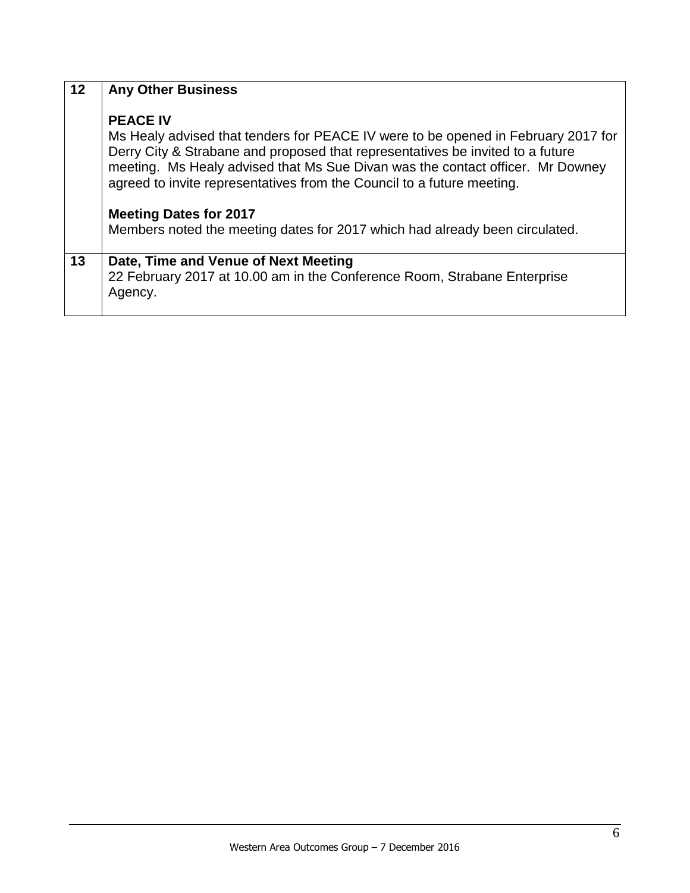| | |
|---|---|
| 12 | **Any Other Business**<br><br>**PEACE IV**<br>Ms Healy advised that tenders for PEACE IV were to be opened in February 2017 for Derry City & Strabane and proposed that representatives be invited to a future meeting. Ms Healy advised that Ms Sue Divan was the contact officer. Mr Downey agreed to invite representatives from the Council to a future meeting.<br><br>**Meeting Dates for 2017**<br>Members noted the meeting dates for 2017 which had already been circulated. |
| 13 | **Date, Time and Venue of Next Meeting**<br>22 February 2017 at 10.00 am in the Conference Room, Strabane Enterprise Agency. |